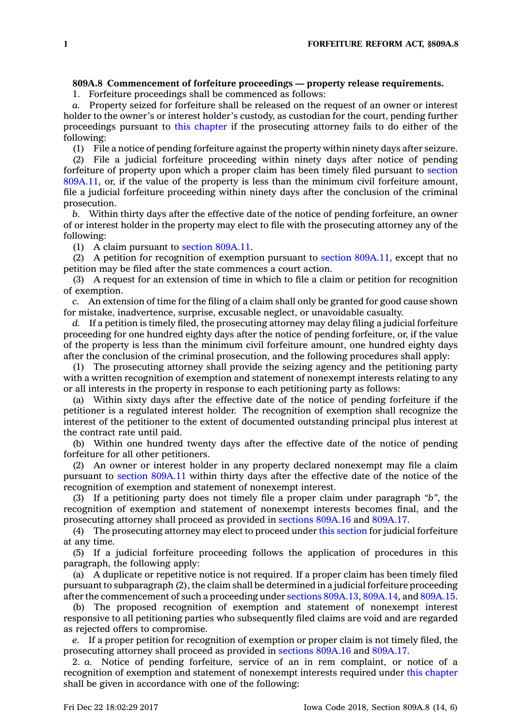**809A.8 Commencement of forfeiture proceedings — property release requirements.**

1. Forfeiture proceedings shall be commenced as follows:

*a.* Property seized for forfeiture shall be released on the request of an owner or interest holder to the owner's or interest holder's custody, as custodian for the court, pending further proceedings pursuant to this chapter if the prosecuting attorney fails to do either of the following:

(1) File a notice of pending forfeiture against the property within ninety days after seizure.

(2) File a judicial forfeiture proceeding within ninety days after notice of pending forfeiture of property upon which a proper claim has been timely filed pursuant to section 809A.11, or, if the value of the property is less than the minimum civil forfeiture amount, file a judicial forfeiture proceeding within ninety days after the conclusion of the criminal prosecution.

*b.* Within thirty days after the effective date of the notice of pending forfeiture, an owner of or interest holder in the property may elect to file with the prosecuting attorney any of the following:

(1) A claim pursuant to section 809A.11.

(2) A petition for recognition of exemption pursuant to section 809A.11, except that no petition may be filed after the state commences a court action.

(3) A request for an extension of time in which to file a claim or petition for recognition of exemption.

*c.* An extension of time for the filing of a claim shall only be granted for good cause shown for mistake, inadvertence, surprise, excusable neglect, or unavoidable casualty.

*d.* If a petition is timely filed, the prosecuting attorney may delay filing a judicial forfeiture proceeding for one hundred eighty days after the notice of pending forfeiture, or, if the value of the property is less than the minimum civil forfeiture amount, one hundred eighty days after the conclusion of the criminal prosecution, and the following procedures shall apply:

(1) The prosecuting attorney shall provide the seizing agency and the petitioning party with a written recognition of exemption and statement of nonexempt interests relating to any or all interests in the property in response to each petitioning party as follows:

(a) Within sixty days after the effective date of the notice of pending forfeiture if the petitioner is a regulated interest holder. The recognition of exemption shall recognize the interest of the petitioner to the extent of documented outstanding principal plus interest at the contract rate until paid.

(b) Within one hundred twenty days after the effective date of the notice of pending forfeiture for all other petitioners.

(2) An owner or interest holder in any property declared nonexempt may file a claim pursuant to section 809A.11 within thirty days after the effective date of the notice of the recognition of exemption and statement of nonexempt interest.

(3) If a petitioning party does not timely file a proper claim under paragraph *"b"*, the recognition of exemption and statement of nonexempt interests becomes final, and the prosecuting attorney shall proceed as provided in sections 809A.16 and 809A.17.

(4) The prosecuting attorney may elect to proceed under this section for judicial forfeiture at any time.

(5) If a judicial forfeiture proceeding follows the application of procedures in this paragraph, the following apply:

(a) A duplicate or repetitive notice is not required. If a proper claim has been timely filed pursuant to subparagraph (2), the claim shall be determined in a judicial forfeiture proceeding after the commencement of such a proceeding under sections 809A.13, 809A.14, and 809A.15.

(b) The proposed recognition of exemption and statement of nonexempt interest responsive to all petitioning parties who subsequently filed claims are void and are regarded as rejected offers to compromise.

*e.* If a proper petition for recognition of exemption or proper claim is not timely filed, the prosecuting attorney shall proceed as provided in sections 809A.16 and 809A.17.

2. *a.* Notice of pending forfeiture, service of an in rem complaint, or notice of a recognition of exemption and statement of nonexempt interests required under this chapter shall be given in accordance with one of the following: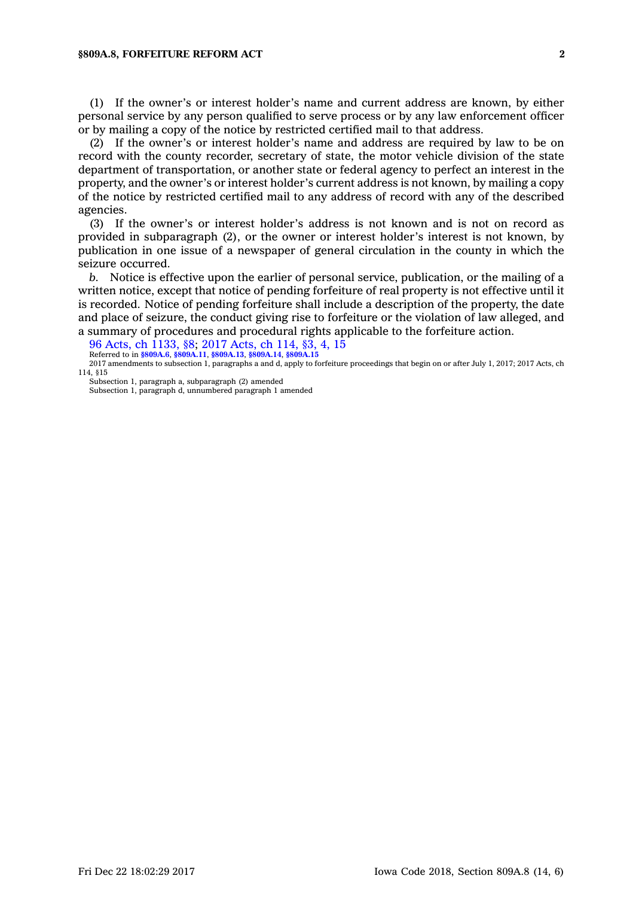(1) If the owner's or interest holder's name and current address are known, by either personal service by any person qualified to serve process or by any law enforcement officer or by mailing a copy of the notice by restricted certified mail to that address.

(2) If the owner's or interest holder's name and address are required by law to be on record with the county recorder, secretary of state, the motor vehicle division of the state department of transportation, or another state or federal agency to perfect an interest in the property, and the owner's or interest holder's current address is not known, by mailing a copy of the notice by restricted certified mail to any address of record with any of the described agencies.

(3) If the owner's or interest holder's address is not known and is not on record as provided in subparagraph (2), or the owner or interest holder's interest is not known, by publication in one issue of a newspaper of general circulation in the county in which the seizure occurred.

*b.* Notice is effective upon the earlier of personal service, publication, or the mailing of a written notice, except that notice of pending forfeiture of real property is not effective until it is recorded. Notice of pending forfeiture shall include a description of the property, the date and place of seizure, the conduct giving rise to forfeiture or the violation of law alleged, and a summary of procedures and procedural rights applicable to the forfeiture action.

96 Acts, ch 1133, §8; 2017 Acts, ch 114, §3, 4, 15

Referred to in §809A.6, §809A.11, §809A.13, §809A.14, §809A.15

2017 amendments to subsection 1, paragraphs a and d, apply to forfeiture proceedings that begin on or after July 1, 2017; 2017 Acts, ch 114, §15

Subsection 1, paragraph a, subparagraph (2) amended

Subsection 1, paragraph d, unnumbered paragraph 1 amended